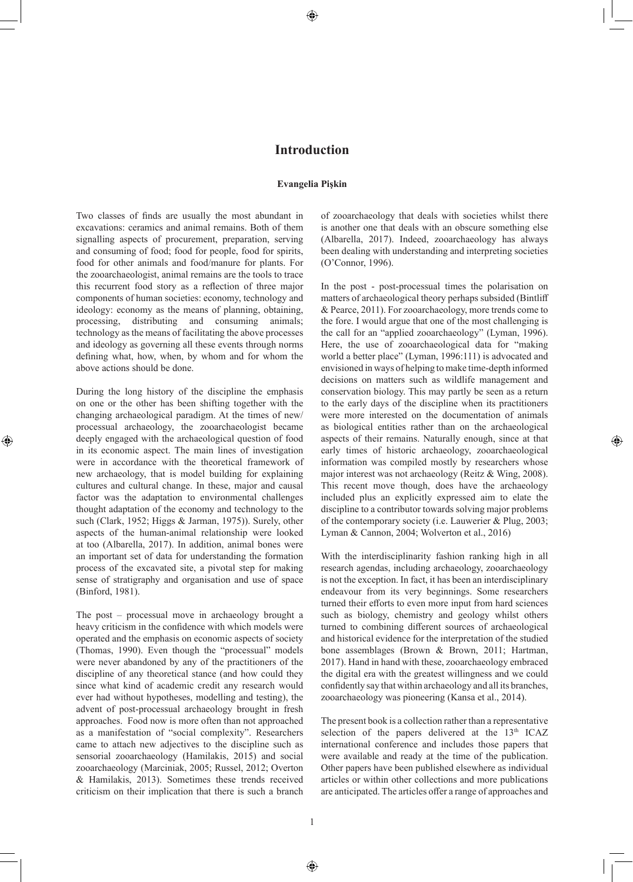# Introduction

**Evangelia Pişkin**

Two classes of finds are usually the most abundant in excavations: ceramics and animal remains. Both of them signalling aspects of procurement, preparation, serving and consuming of food; food for people, food for spirits, food for other animals and food/manure for plants. For the zooarchaeologist, animal remains are the tools to trace this recurrent food story as a reflection of three major components of human societies: economy, technology and ideology: economy as the means of planning, obtaining, processing, distributing and consuming animals; technology as the means of facilitating the above processes and ideology as governing all these events through norms defining what, how, when, by whom and for whom the above actions should be done.

During the long history of the discipline the emphasis on one or the other has been shifting together with the changing archaeological paradigm. At the times of new/processual archaeology, the zooarchaeologist became deeply engaged with the archaeological question of food in its economic aspect. The main lines of investigation were in accordance with the theoretical framework of new archaeology, that is model building for explaining cultures and cultural change. In these, major and causal factor was the adaptation to environmental challenges thought adaptation of the economy and technology to the such (Clark, 1952; Higgs & Jarman, 1975)). Surely, other aspects of the human-animal relationship were looked at too (Albarella, 2017). In addition, animal bones were an important set of data for understanding the formation process of the excavated site, a pivotal step for making sense of stratigraphy and organisation and use of space (Binford, 1981).

The post – processual move in archaeology brought a heavy criticism in the confidence with which models were operated and the emphasis on economic aspects of society (Thomas, 1990). Even though the "processual" models were never abandoned by any of the practitioners of the discipline of any theoretical stance (and how could they since what kind of academic credit any research would ever had without hypotheses, modelling and testing), the advent of post-processual archaeology brought in fresh approaches. Food now is more often than not approached as a manifestation of "social complexity". Researchers came to attach new adjectives to the discipline such as sensorial zooarchaeology (Hamilakis, 2015) and social zooarchaeology (Marciniak, 2005; Russel, 2012; Overton & Hamilakis, 2013). Sometimes these trends received criticism on their implication that there is such a branch of zooarchaeology that deals with societies whilst there is another one that deals with an obscure something else (Albarella, 2017). Indeed, zooarchaeology has always been dealing with understanding and interpreting societies (O'Connor, 1996).

In the post - post-processual times the polarisation on matters of archaeological theory perhaps subsided (Bintliff & Pearce, 2011). For zooarchaeology, more trends come to the fore. I would argue that one of the most challenging is the call for an "applied zooarchaeology" (Lyman, 1996). Here, the use of zooarchaeological data for "making world a better place" (Lyman, 1996:111) is advocated and envisioned in ways of helping to make time-depth informed decisions on matters such as wildlife management and conservation biology. This may partly be seen as a return to the early days of the discipline when its practitioners were more interested on the documentation of animals as biological entities rather than on the archaeological aspects of their remains. Naturally enough, since at that early times of historic archaeology, zooarchaeological information was compiled mostly by researchers whose major interest was not archaeology (Reitz & Wing, 2008). This recent move though, does have the archaeology included plus an explicitly expressed aim to elate the discipline to a contributor towards solving major problems of the contemporary society (i.e. Lauwerier & Plug, 2003; Lyman & Cannon, 2004; Wolverton et al., 2016)

With the interdisciplinarity fashion ranking high in all research agendas, including archaeology, zooarchaeology is not the exception. In fact, it has been an interdisciplinary endeavour from its very beginnings. Some researchers turned their efforts to even more input from hard sciences such as biology, chemistry and geology whilst others turned to combining different sources of archaeological and historical evidence for the interpretation of the studied bone assemblages (Brown & Brown, 2011; Hartman, 2017). Hand in hand with these, zooarchaeology embraced the digital era with the greatest willingness and we could confidently say that within archaeology and all its branches, zooarchaeology was pioneering (Kansa et al., 2014).

The present book is a collection rather than a representative selection of the papers delivered at the 13th ICAZ international conference and includes those papers that were available and ready at the time of the publication. Other papers have been published elsewhere as individual articles or within other collections and more publications are anticipated. The articles offer a range of approaches and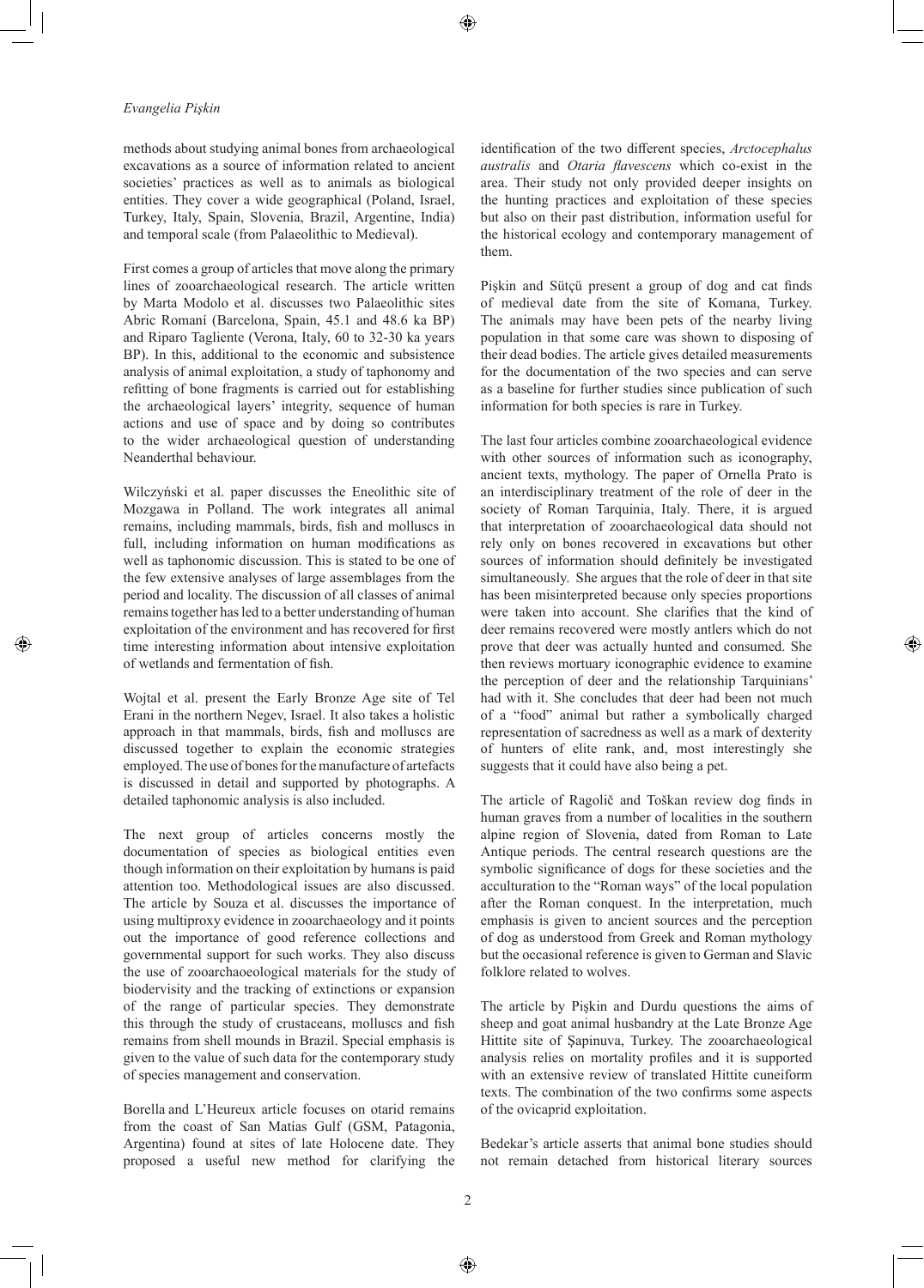methods about studying animal bones from archaeological excavations as a source of information related to ancient societies' practices as well as to animals as biological entities. They cover a wide geographical (Poland, Israel, Turkey, Italy, Spain, Slovenia, Brazil, Argentine, India) and temporal scale (from Palaeolithic to Medieval).

First comes a group of articles that move along the primary lines of zooarchaeological research. The article written by Marta Modolo et al. discusses two Palaeolithic sites Abric Romaní (Barcelona, Spain, 45.1 and 48.6 ka BP) and Riparo Tagliente (Verona, Italy, 60 to 32-30 ka years BP). In this, additional to the economic and subsistence analysis of animal exploitation, a study of taphonomy and refitting of bone fragments is carried out for establishing the archaeological layers' integrity, sequence of human actions and use of space and by doing so contributes to the wider archaeological question of understanding Neanderthal behaviour.

Wilczyński et al. paper discusses the Eneolithic site of Mozgawa in Polland. The work integrates all animal remains, including mammals, birds, fish and molluscs in full, including information on human modifications as well as taphonomic discussion. This is stated to be one of the few extensive analyses of large assemblages from the period and locality. The discussion of all classes of animal remains together has led to a better understanding of human exploitation of the environment and has recovered for first time interesting information about intensive exploitation of wetlands and fermentation of fish.

Wojtal et al. present the Early Bronze Age site of Tel Erani in the northern Negev, Israel. It also takes a holistic approach in that mammals, birds, fish and molluscs are discussed together to explain the economic strategies employed. The use of bones for the manufacture of artefacts is discussed in detail and supported by photographs. A detailed taphonomic analysis is also included.

The next group of articles concerns mostly the documentation of species as biological entities even though information on their exploitation by humans is paid attention too. Methodological issues are also discussed. The article by Souza et al. discusses the importance of using multiproxy evidence in zooarchaeology and it points out the importance of good reference collections and governmental support for such works. They also discuss the use of zooarchaoeological materials for the study of biodervisity and the tracking of extinctions or expansion of the range of particular species. They demonstrate this through the study of crustaceans, molluscs and fish remains from shell mounds in Brazil. Special emphasis is given to the value of such data for the contemporary study of species management and conservation.

Borella and L'Heureux article focuses on otarid remains from the coast of San Matías Gulf (GSM, Patagonia, Argentina) found at sites of late Holocene date. They proposed a useful new method for clarifying the identification of the two different species, *Arctocephalus australis* and *Otaria flavescens* which co-exist in the area. Their study not only provided deeper insights on the hunting practices and exploitation of these species but also on their past distribution, information useful for the historical ecology and contemporary management of them.

Pişkin and Sütçü present a group of dog and cat finds of medieval date from the site of Komana, Turkey. The animals may have been pets of the nearby living population in that some care was shown to disposing of their dead bodies. The article gives detailed measurements for the documentation of the two species and can serve as a baseline for further studies since publication of such information for both species is rare in Turkey.

The last four articles combine zooarchaeological evidence with other sources of information such as iconography, ancient texts, mythology. The paper of Ornella Prato is an interdisciplinary treatment of the role of deer in the society of Roman Tarquinia, Italy. There, it is argued that interpretation of zooarchaeological data should not rely only on bones recovered in excavations but other sources of information should definitely be investigated simultaneously. She argues that the role of deer in that site has been misinterpreted because only species proportions were taken into account. She clarifies that the kind of deer remains recovered were mostly antlers which do not prove that deer was actually hunted and consumed. She then reviews mortuary iconographic evidence to examine the perception of deer and the relationship Tarquinians' had with it. She concludes that deer had been not much of a "food" animal but rather a symbolically charged representation of sacredness as well as a mark of dexterity of hunters of elite rank, and, most interestingly she suggests that it could have also being a pet.

The article of Ragolič and Toškan review dog finds in human graves from a number of localities in the southern alpine region of Slovenia, dated from Roman to Late Antique periods. The central research questions are the symbolic significance of dogs for these societies and the acculturation to the "Roman ways" of the local population after the Roman conquest. In the interpretation, much emphasis is given to ancient sources and the perception of dog as understood from Greek and Roman mythology but the occasional reference is given to German and Slavic folklore related to wolves.

The article by Pişkin and Durdu questions the aims of sheep and goat animal husbandry at the Late Bronze Age Hittite site of Şapinuva, Turkey. The zooarchaeological analysis relies on mortality profiles and it is supported with an extensive review of translated Hittite cuneiform texts. The combination of the two confirms some aspects of the ovicaprid exploitation.

Bedekar's article asserts that animal bone studies should not remain detached from historical literary sources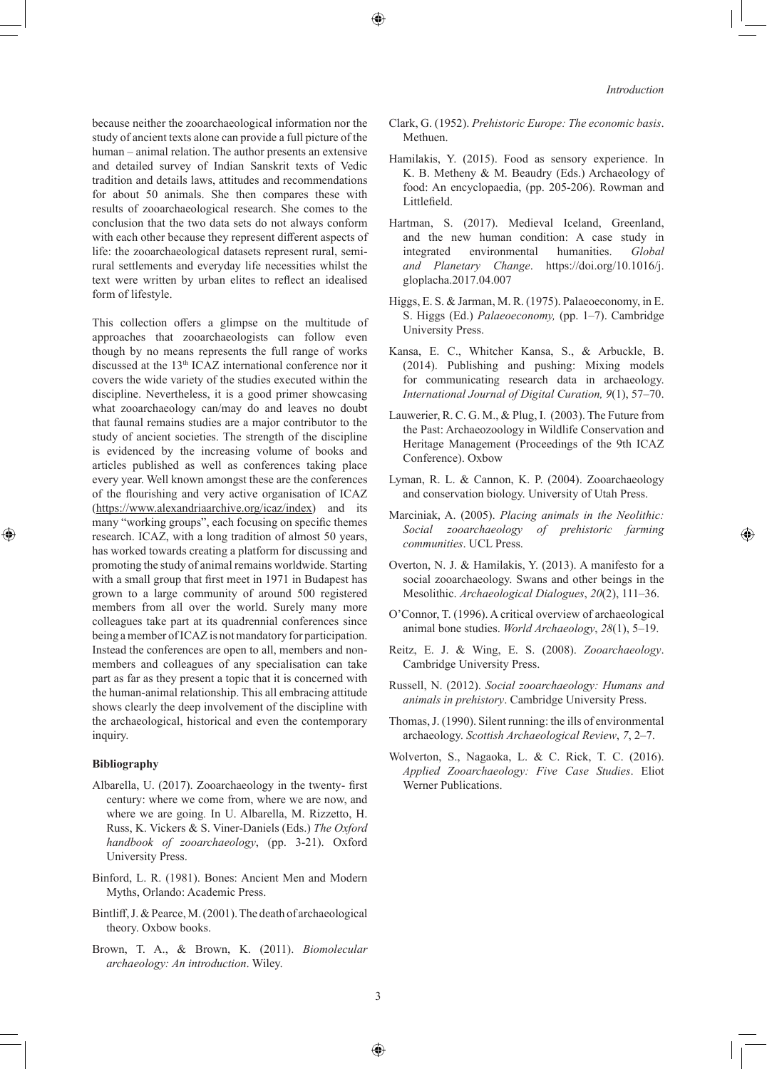because neither the zooarchaeological information nor the study of ancient texts alone can provide a full picture of the human – animal relation. The author presents an extensive and detailed survey of Indian Sanskrit texts of Vedic tradition and details laws, attitudes and recommendations for about 50 animals. She then compares these with results of zooarchaeological research. She comes to the conclusion that the two data sets do not always conform with each other because they represent different aspects of life: the zooarchaeological datasets represent rural, semi-rural settlements and everyday life necessities whilst the text were written by urban elites to reflect an idealised form of lifestyle.

This collection offers a glimpse on the multitude of approaches that zooarchaeologists can follow even though by no means represents the full range of works discussed at the 13th ICAZ international conference nor it covers the wide variety of the studies executed within the discipline. Nevertheless, it is a good primer showcasing what zooarchaeology can/may do and leaves no doubt that faunal remains studies are a major contributor to the study of ancient societies. The strength of the discipline is evidenced by the increasing volume of books and articles published as well as conferences taking place every year. Well known amongst these are the conferences of the flourishing and very active organisation of ICAZ (https://www.alexandriaarchive.org/icaz/index) and its many "working groups", each focusing on specific themes research. ICAZ, with a long tradition of almost 50 years, has worked towards creating a platform for discussing and promoting the study of animal remains worldwide. Starting with a small group that first meet in 1971 in Budapest has grown to a large community of around 500 registered members from all over the world. Surely many more colleagues take part at its quadrennial conferences since being a member of ICAZ is not mandatory for participation. Instead the conferences are open to all, members and non-members and colleagues of any specialisation can take part as far as they present a topic that it is concerned with the human-animal relationship. This all embracing attitude shows clearly the deep involvement of the discipline with the archaeological, historical and even the contemporary inquiry.

### Bibliography

Albarella, U. (2017). Zooarchaeology in the twenty- first century: where we come from, where we are now, and where we are going. In U. Albarella, M. Rizzetto, H. Russ, K. Vickers & S. Viner-Daniels (Eds.) *The Oxford handbook of zooarchaeology*, (pp. 3-21). Oxford University Press.

Binford, L. R. (1981). Bones: Ancient Men and Modern Myths, Orlando: Academic Press.

Bintliff, J. & Pearce, M. (2001). The death of archaeological theory. Oxbow books.

Brown, T. A., & Brown, K. (2011). *Biomolecular archaeology: An introduction*. Wiley.

Clark, G. (1952). *Prehistoric Europe: The economic basis*. Methuen.

Hamilakis, Y. (2015). Food as sensory experience. In K. B. Metheny & M. Beaudry (Eds.) Archaeology of food: An encyclopaedia, (pp. 205-206). Rowman and Littlefield.

Hartman, S. (2017). Medieval Iceland, Greenland, and the new human condition: A case study in integrated environmental humanities. *Global and Planetary Change*. https://doi.org/10.1016/j.gloplacha.2017.04.007

Higgs, E. S. & Jarman, M. R. (1975). Palaeoeconomy, in E. S. Higgs (Ed.) *Palaeoeconomy,* (pp. 1–7). Cambridge University Press.

Kansa, E. C., Whitcher Kansa, S., & Arbuckle, B. (2014). Publishing and pushing: Mixing models for communicating research data in archaeology. *International Journal of Digital Curation, 9*(1), 57–70.

Lauwerier, R. C. G. M., & Plug, I. (2003). The Future from the Past: Archaeozoology in Wildlife Conservation and Heritage Management (Proceedings of the 9th ICAZ Conference). Oxbow

Lyman, R. L. & Cannon, K. P. (2004). Zooarchaeology and conservation biology. University of Utah Press.

Marciniak, A. (2005). *Placing animals in the Neolithic: Social zooarchaeology of prehistoric farming communities*. UCL Press.

Overton, N. J. & Hamilakis, Y. (2013). A manifesto for a social zooarchaeology. Swans and other beings in the Mesolithic. *Archaeological Dialogues*, *20*(2), 111–36.

O'Connor, T. (1996). A critical overview of archaeological animal bone studies. *World Archaeology*, *28*(1), 5–19.

Reitz, E. J. & Wing, E. S. (2008). *Zooarchaeology*. Cambridge University Press.

Russell, N. (2012). *Social zooarchaeology: Humans and animals in prehistory*. Cambridge University Press.

Thomas, J. (1990). Silent running: the ills of environmental archaeology. *Scottish Archaeological Review*, *7*, 2–7.

Wolverton, S., Nagaoka, L. & C. Rick, T. C. (2016). *Applied Zooarchaeology: Five Case Studies*. Eliot Werner Publications.